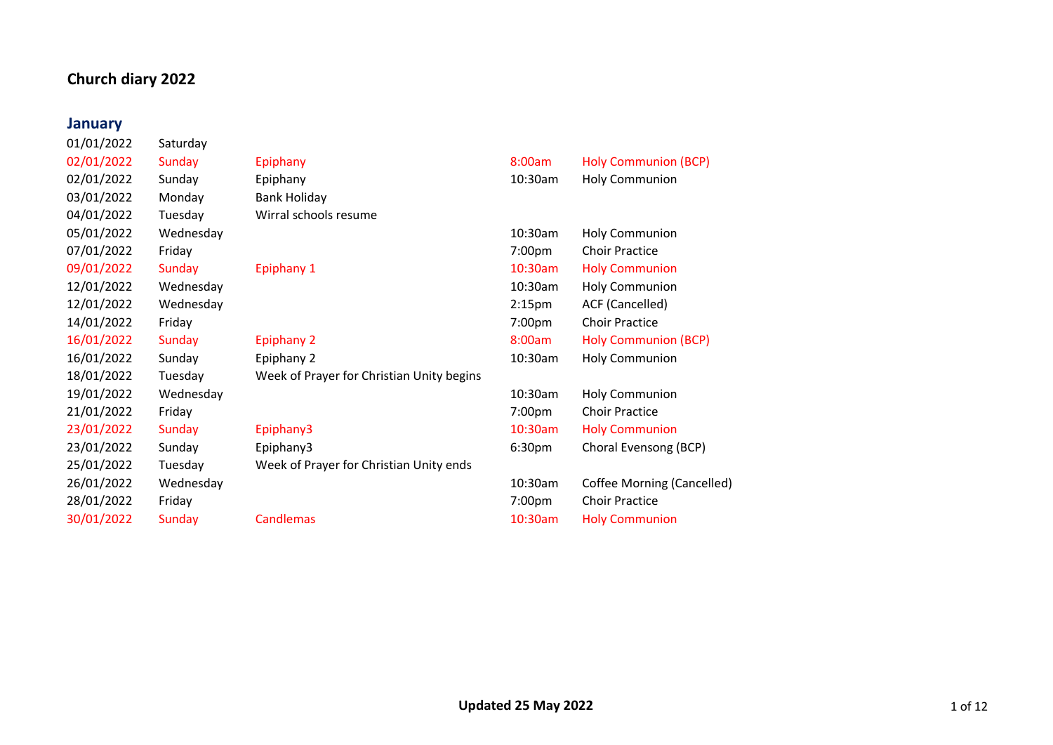# Church diary 2022

## January

| | | | | |
|---|---|---|---|---|
| 01/01/2022 | Saturday | | | |
| 02/01/2022 | Sunday | Epiphany | 8:00am | Holy Communion (BCP) |
| 02/01/2022 | Sunday | Epiphany | 10:30am | Holy Communion |
| 03/01/2022 | Monday | Bank Holiday | | |
| 04/01/2022 | Tuesday | Wirral schools resume | | |
| 05/01/2022 | Wednesday | | 10:30am | Holy Communion |
| 07/01/2022 | Friday | | 7:00pm | Choir Practice |
| 09/01/2022 | Sunday | Epiphany 1 | 10:30am | Holy Communion |
| 12/01/2022 | Wednesday | | 10:30am | Holy Communion |
| 12/01/2022 | Wednesday | | 2:15pm | ACF (Cancelled) |
| 14/01/2022 | Friday | | 7:00pm | Choir Practice |
| 16/01/2022 | Sunday | Epiphany 2 | 8:00am | Holy Communion (BCP) |
| 16/01/2022 | Sunday | Epiphany 2 | 10:30am | Holy Communion |
| 18/01/2022 | Tuesday | Week of Prayer for Christian Unity begins | | |
| 19/01/2022 | Wednesday | | 10:30am | Holy Communion |
| 21/01/2022 | Friday | | 7:00pm | Choir Practice |
| 23/01/2022 | Sunday | Epiphany3 | 10:30am | Holy Communion |
| 23/01/2022 | Sunday | Epiphany3 | 6:30pm | Choral Evensong (BCP) |
| 25/01/2022 | Tuesday | Week of Prayer for Christian Unity ends | | |
| 26/01/2022 | Wednesday | | 10:30am | Coffee Morning (Cancelled) |
| 28/01/2022 | Friday | | 7:00pm | Choir Practice |
| 30/01/2022 | Sunday | Candlemas | 10:30am | Holy Communion |

**Updated 25 May 2022**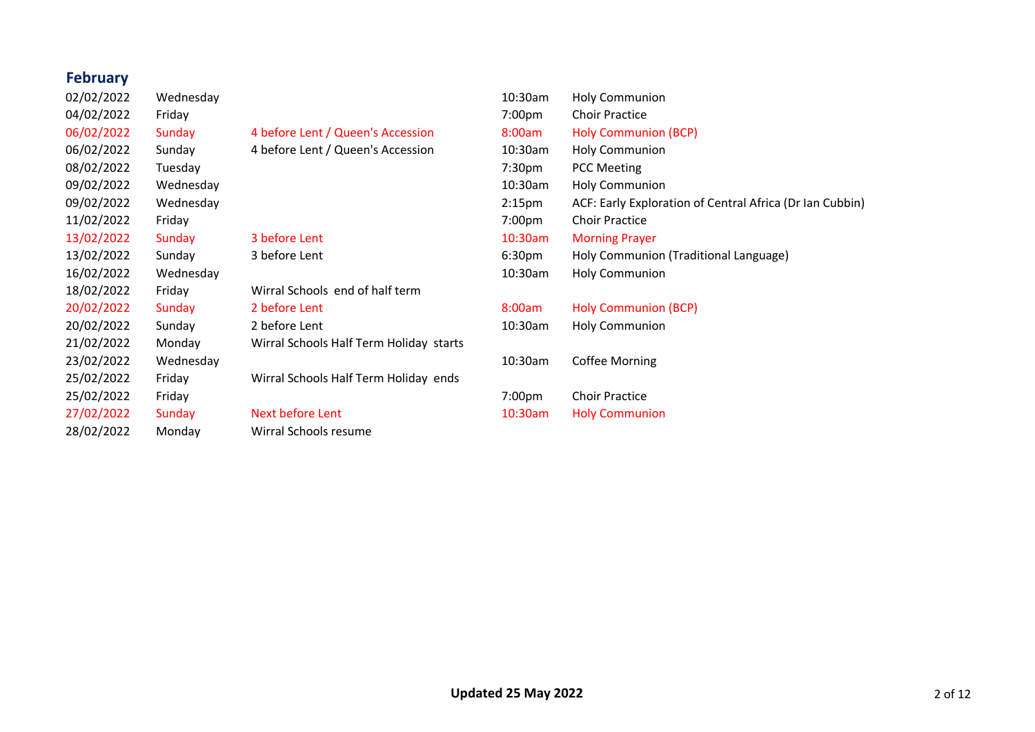## February

| | | | | |
|---|---|---|---|---|
| 02/02/2022 | Wednesday | | 10:30am | Holy Communion |
| 04/02/2022 | Friday | | 7:00pm | Choir Practice |
| 06/02/2022 | Sunday | 4 before Lent / Queen's Accession | 8:00am | Holy Communion (BCP) |
| 06/02/2022 | Sunday | 4 before Lent / Queen's Accession | 10:30am | Holy Communion |
| 08/02/2022 | Tuesday | | 7:30pm | PCC Meeting |
| 09/02/2022 | Wednesday | | 10:30am | Holy Communion |
| 09/02/2022 | Wednesday | | 2:15pm | ACF: Early Exploration of Central Africa (Dr Ian Cubbin) |
| 11/02/2022 | Friday | | 7:00pm | Choir Practice |
| 13/02/2022 | Sunday | 3 before Lent | 10:30am | Morning Prayer |
| 13/02/2022 | Sunday | 3 before Lent | 6:30pm | Holy Communion (Traditional Language) |
| 16/02/2022 | Wednesday | | 10:30am | Holy Communion |
| 18/02/2022 | Friday | Wirral Schools end of half term | | |
| 20/02/2022 | Sunday | 2 before Lent | 8:00am | Holy Communion (BCP) |
| 20/02/2022 | Sunday | 2 before Lent | 10:30am | Holy Communion |
| 21/02/2022 | Monday | Wirral Schools Half Term Holiday starts | | |
| 23/02/2022 | Wednesday | | 10:30am | Coffee Morning |
| 25/02/2022 | Friday | Wirral Schools Half Term Holiday ends | | |
| 25/02/2022 | Friday | | 7:00pm | Choir Practice |
| 27/02/2022 | Sunday | Next before Lent | 10:30am | Holy Communion |
| 28/02/2022 | Monday | Wirral Schools resume | | |

**Updated 25 May 2022**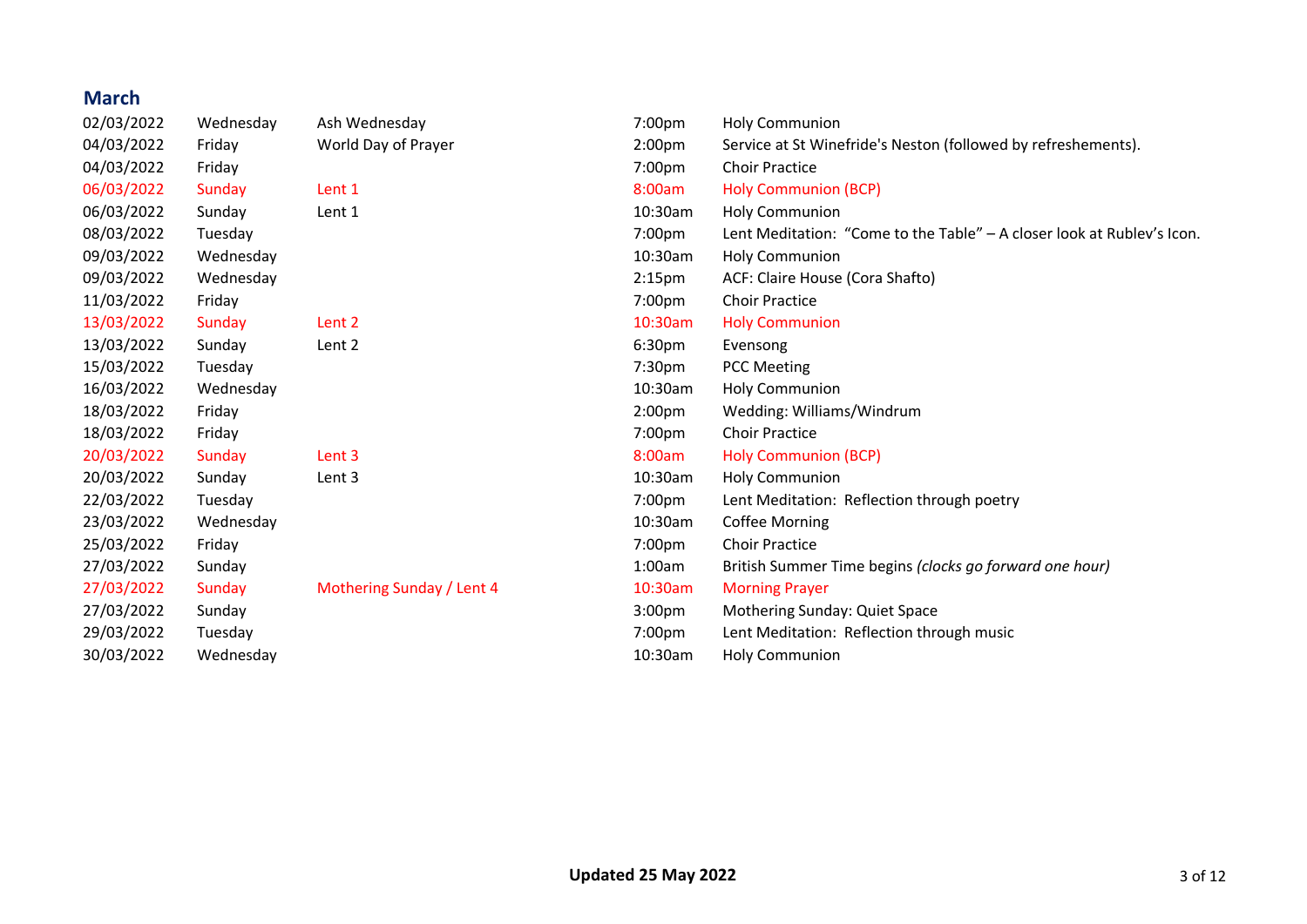## March

| | | | | |
|---|---|---|---|---|
| 02/03/2022 | Wednesday | Ash Wednesday | 7:00pm | Holy Communion |
| 04/03/2022 | Friday | World Day of Prayer | 2:00pm | Service at St Winefride's Neston (followed by refreshements). |
| 04/03/2022 | Friday | | 7:00pm | Choir Practice |
| 06/03/2022 | Sunday | Lent 1 | 8:00am | Holy Communion (BCP) |
| 06/03/2022 | Sunday | Lent 1 | 10:30am | Holy Communion |
| 08/03/2022 | Tuesday | | 7:00pm | Lent Meditation: "Come to the Table" – A closer look at Rublev's Icon. |
| 09/03/2022 | Wednesday | | 10:30am | Holy Communion |
| 09/03/2022 | Wednesday | | 2:15pm | ACF: Claire House (Cora Shafto) |
| 11/03/2022 | Friday | | 7:00pm | Choir Practice |
| 13/03/2022 | Sunday | Lent 2 | 10:30am | Holy Communion |
| 13/03/2022 | Sunday | Lent 2 | 6:30pm | Evensong |
| 15/03/2022 | Tuesday | | 7:30pm | PCC Meeting |
| 16/03/2022 | Wednesday | | 10:30am | Holy Communion |
| 18/03/2022 | Friday | | 2:00pm | Wedding: Williams/Windrum |
| 18/03/2022 | Friday | | 7:00pm | Choir Practice |
| 20/03/2022 | Sunday | Lent 3 | 8:00am | Holy Communion (BCP) |
| 20/03/2022 | Sunday | Lent 3 | 10:30am | Holy Communion |
| 22/03/2022 | Tuesday | | 7:00pm | Lent Meditation: Reflection through poetry |
| 23/03/2022 | Wednesday | | 10:30am | Coffee Morning |
| 25/03/2022 | Friday | | 7:00pm | Choir Practice |
| 27/03/2022 | Sunday | | 1:00am | British Summer Time begins *(clocks go forward one hour)* |
| 27/03/2022 | Sunday | Mothering Sunday / Lent 4 | 10:30am | Morning Prayer |
| 27/03/2022 | Sunday | | 3:00pm | Mothering Sunday: Quiet Space |
| 29/03/2022 | Tuesday | | 7:00pm | Lent Meditation: Reflection through music |
| 30/03/2022 | Wednesday | | 10:30am | Holy Communion |

**Updated 25 May 2022**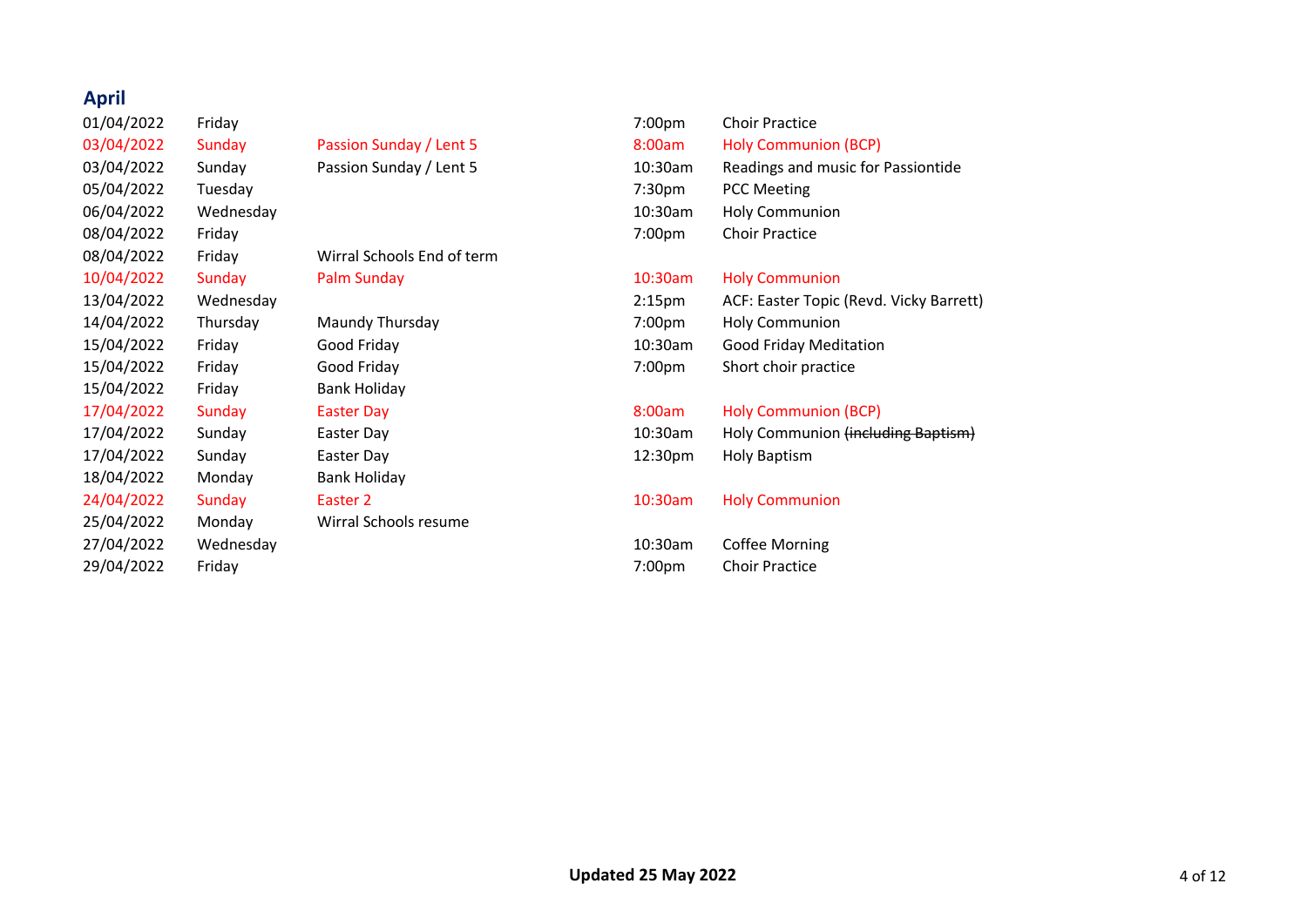## April

| Date | Day | Occasion | Time | Event |
|---|---|---|---|---|
| 01/04/2022 | Friday | | 7:00pm | Choir Practice |
| 03/04/2022 | Sunday | Passion Sunday / Lent 5 | 8:00am | Holy Communion (BCP) |
| 03/04/2022 | Sunday | Passion Sunday / Lent 5 | 10:30am | Readings and music for Passiontide |
| 05/04/2022 | Tuesday | | 7:30pm | PCC Meeting |
| 06/04/2022 | Wednesday | | 10:30am | Holy Communion |
| 08/04/2022 | Friday | | 7:00pm | Choir Practice |
| 08/04/2022 | Friday | Wirral Schools End of term | | |
| 10/04/2022 | Sunday | Palm Sunday | 10:30am | Holy Communion |
| 13/04/2022 | Wednesday | | 2:15pm | ACF: Easter Topic (Revd. Vicky Barrett) |
| 14/04/2022 | Thursday | Maundy Thursday | 7:00pm | Holy Communion |
| 15/04/2022 | Friday | Good Friday | 10:30am | Good Friday Meditation |
| 15/04/2022 | Friday | Good Friday | 7:00pm | Short choir practice |
| 15/04/2022 | Friday | Bank Holiday | | |
| 17/04/2022 | Sunday | Easter Day | 8:00am | Holy Communion (BCP) |
| 17/04/2022 | Sunday | Easter Day | 10:30am | Holy Communion ~~(including Baptism)~~ |
| 17/04/2022 | Sunday | Easter Day | 12:30pm | Holy Baptism |
| 18/04/2022 | Monday | Bank Holiday | | |
| 24/04/2022 | Sunday | Easter 2 | 10:30am | Holy Communion |
| 25/04/2022 | Monday | Wirral Schools resume | | |
| 27/04/2022 | Wednesday | | 10:30am | Coffee Morning |
| 29/04/2022 | Friday | | 7:00pm | Choir Practice |

**Updated 25 May 2022**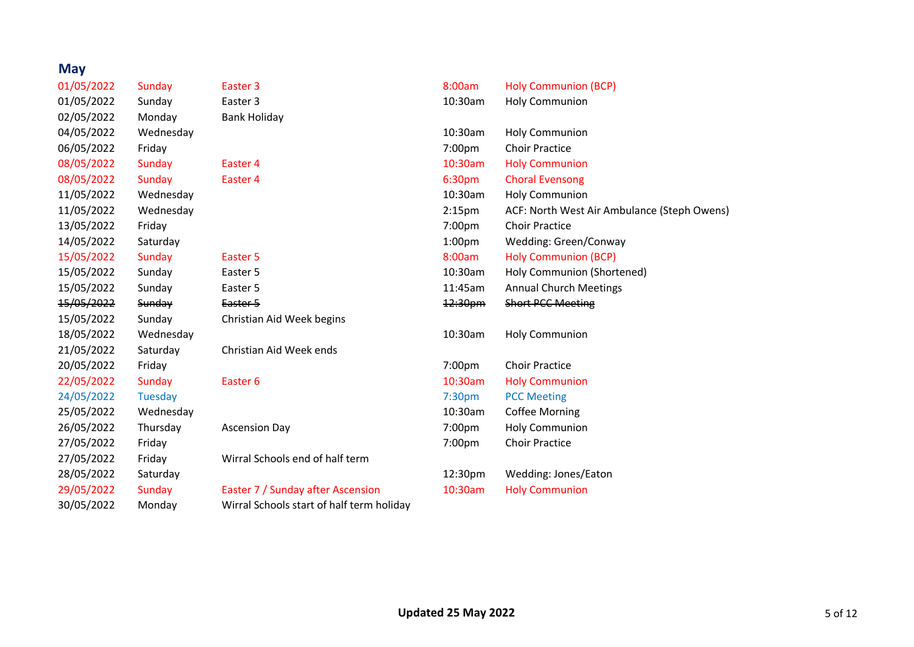## May

| Date | Day | Occasion | Time | Event |
|---|---|---|---|---|
| 01/05/2022 | Sunday | Easter 3 | 8:00am | Holy Communion (BCP) |
| 01/05/2022 | Sunday | Easter 3 | 10:30am | Holy Communion |
| 02/05/2022 | Monday | Bank Holiday | | |
| 04/05/2022 | Wednesday | | 10:30am | Holy Communion |
| 06/05/2022 | Friday | | 7:00pm | Choir Practice |
| 08/05/2022 | Sunday | Easter 4 | 10:30am | Holy Communion |
| 08/05/2022 | Sunday | Easter 4 | 6:30pm | Choral Evensong |
| 11/05/2022 | Wednesday | | 10:30am | Holy Communion |
| 11/05/2022 | Wednesday | | 2:15pm | ACF: North West Air Ambulance (Steph Owens) |
| 13/05/2022 | Friday | | 7:00pm | Choir Practice |
| 14/05/2022 | Saturday | | 1:00pm | Wedding: Green/Conway |
| 15/05/2022 | Sunday | Easter 5 | 8:00am | Holy Communion (BCP) |
| 15/05/2022 | Sunday | Easter 5 | 10:30am | Holy Communion (Shortened) |
| 15/05/2022 | Sunday | Easter 5 | 11:45am | Annual Church Meetings |
| ~~15/05/2022~~ | ~~Sunday~~ | ~~Easter 5~~ | ~~12:30pm~~ | ~~Short PCC Meeting~~ |
| 15/05/2022 | Sunday | Christian Aid Week begins | | |
| 18/05/2022 | Wednesday | | 10:30am | Holy Communion |
| 21/05/2022 | Saturday | Christian Aid Week ends | | |
| 20/05/2022 | Friday | | 7:00pm | Choir Practice |
| 22/05/2022 | Sunday | Easter 6 | 10:30am | Holy Communion |
| 24/05/2022 | Tuesday | | 7:30pm | PCC Meeting |
| 25/05/2022 | Wednesday | | 10:30am | Coffee Morning |
| 26/05/2022 | Thursday | Ascension Day | 7:00pm | Holy Communion |
| 27/05/2022 | Friday | | 7:00pm | Choir Practice |
| 27/05/2022 | Friday | Wirral Schools end of half term | | |
| 28/05/2022 | Saturday | | 12:30pm | Wedding: Jones/Eaton |
| 29/05/2022 | Sunday | Easter 7 / Sunday after Ascension | 10:30am | Holy Communion |
| 30/05/2022 | Monday | Wirral Schools start of half term holiday | | |

**Updated 25 May 2022**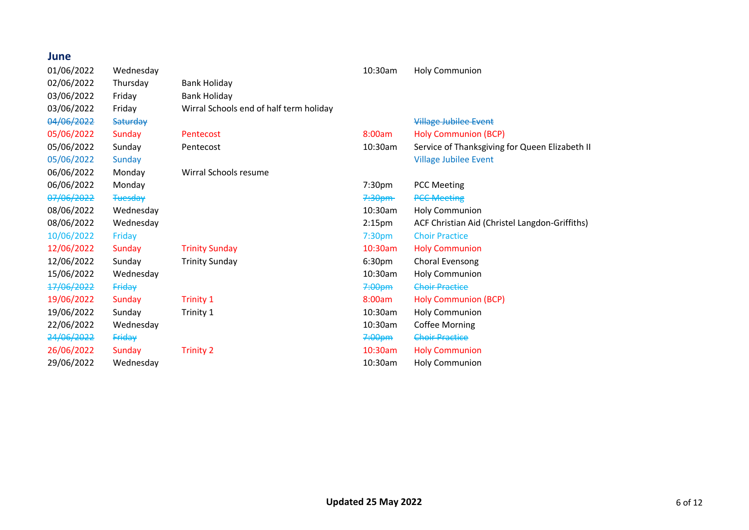## June

| Date | Day | Occasion | Time | Event |
|---|---|---|---|---|
| 01/06/2022 | Wednesday | | 10:30am | Holy Communion |
| 02/06/2022 | Thursday | Bank Holiday | | |
| 03/06/2022 | Friday | Bank Holiday | | |
| 03/06/2022 | Friday | Wirral Schools end of half term holiday | | |
| ~~04/06/2022~~ | ~~Saturday~~ | | | ~~Village Jubilee Event~~ |
| 05/06/2022 | Sunday | Pentecost | 8:00am | Holy Communion (BCP) |
| 05/06/2022 | Sunday | Pentecost | 10:30am | Service of Thanksgiving for Queen Elizabeth II |
| 05/06/2022 | Sunday | | | Village Jubilee Event |
| 06/06/2022 | Monday | Wirral Schools resume | | |
| 06/06/2022 | Monday | | 7:30pm | PCC Meeting |
| ~~07/06/2022~~ | ~~Tuesday~~ | | ~~7:30pm~~ | ~~PCC Meeting~~ |
| 08/06/2022 | Wednesday | | 10:30am | Holy Communion |
| 08/06/2022 | Wednesday | | 2:15pm | ACF Christian Aid (Christel Langdon-Griffiths) |
| 10/06/2022 | Friday | | 7:30pm | Choir Practice |
| 12/06/2022 | Sunday | Trinity Sunday | 10:30am | Holy Communion |
| 12/06/2022 | Sunday | Trinity Sunday | 6:30pm | Choral Evensong |
| 15/06/2022 | Wednesday | | 10:30am | Holy Communion |
| ~~17/06/2022~~ | ~~Friday~~ | | ~~7:00pm~~ | ~~Choir Practice~~ |
| 19/06/2022 | Sunday | Trinity 1 | 8:00am | Holy Communion (BCP) |
| 19/06/2022 | Sunday | Trinity 1 | 10:30am | Holy Communion |
| 22/06/2022 | Wednesday | | 10:30am | Coffee Morning |
| ~~24/06/2022~~ | ~~Friday~~ | | ~~7:00pm~~ | ~~Choir Practice~~ |
| 26/06/2022 | Sunday | Trinity 2 | 10:30am | Holy Communion |
| 29/06/2022 | Wednesday | | 10:30am | Holy Communion |

**Updated 25 May 2022**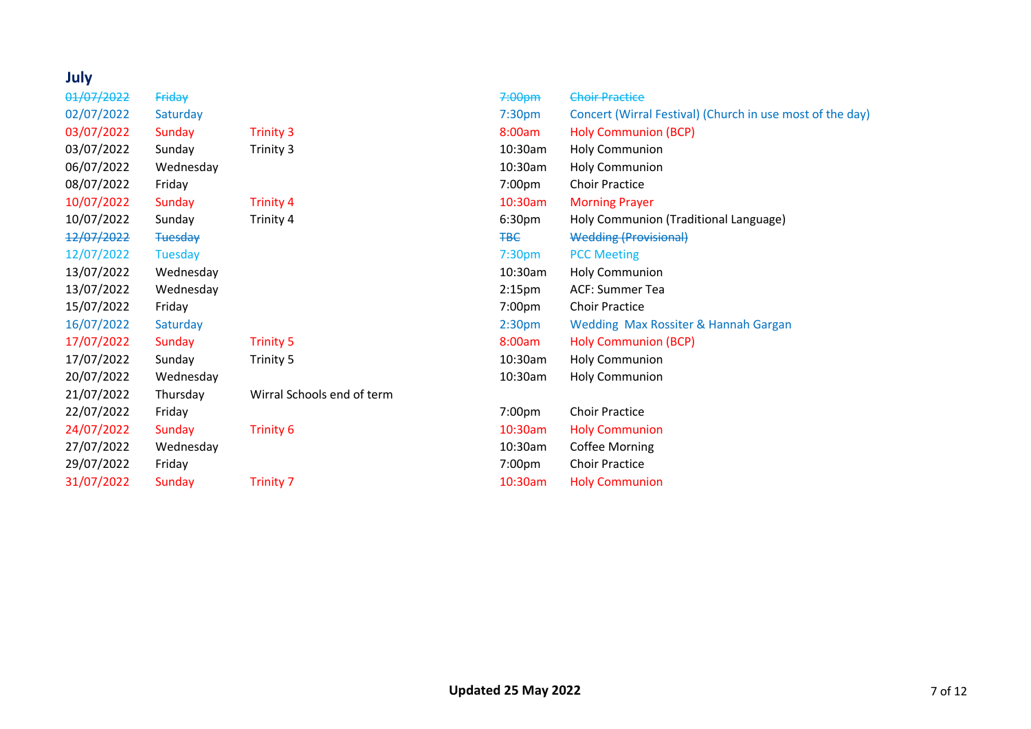## July

| Date | Day | Occasion | Time | Event |
|---|---|---|---|---|
| ~~01/07/2022~~ | ~~Friday~~ | | ~~7:00pm~~ | ~~Choir Practice~~ |
| 02/07/2022 | Saturday | | 7:30pm | Concert (Wirral Festival) (Church in use most of the day) |
| 03/07/2022 | Sunday | Trinity 3 | 8:00am | Holy Communion (BCP) |
| 03/07/2022 | Sunday | Trinity 3 | 10:30am | Holy Communion |
| 06/07/2022 | Wednesday | | 10:30am | Holy Communion |
| 08/07/2022 | Friday | | 7:00pm | Choir Practice |
| 10/07/2022 | Sunday | Trinity 4 | 10:30am | Morning Prayer |
| 10/07/2022 | Sunday | Trinity 4 | 6:30pm | Holy Communion (Traditional Language) |
| ~~12/07/2022~~ | ~~Tuesday~~ | | ~~TBC~~ | ~~Wedding (Provisional)~~ |
| 12/07/2022 | Tuesday | | 7:30pm | PCC Meeting |
| 13/07/2022 | Wednesday | | 10:30am | Holy Communion |
| 13/07/2022 | Wednesday | | 2:15pm | ACF: Summer Tea |
| 15/07/2022 | Friday | | 7:00pm | Choir Practice |
| 16/07/2022 | Saturday | | 2:30pm | Wedding Max Rossiter & Hannah Gargan |
| 17/07/2022 | Sunday | Trinity 5 | 8:00am | Holy Communion (BCP) |
| 17/07/2022 | Sunday | Trinity 5 | 10:30am | Holy Communion |
| 20/07/2022 | Wednesday | | 10:30am | Holy Communion |
| 21/07/2022 | Thursday | Wirral Schools end of term | | |
| 22/07/2022 | Friday | | 7:00pm | Choir Practice |
| 24/07/2022 | Sunday | Trinity 6 | 10:30am | Holy Communion |
| 27/07/2022 | Wednesday | | 10:30am | Coffee Morning |
| 29/07/2022 | Friday | | 7:00pm | Choir Practice |
| 31/07/2022 | Sunday | Trinity 7 | 10:30am | Holy Communion |

**Updated 25 May 2022**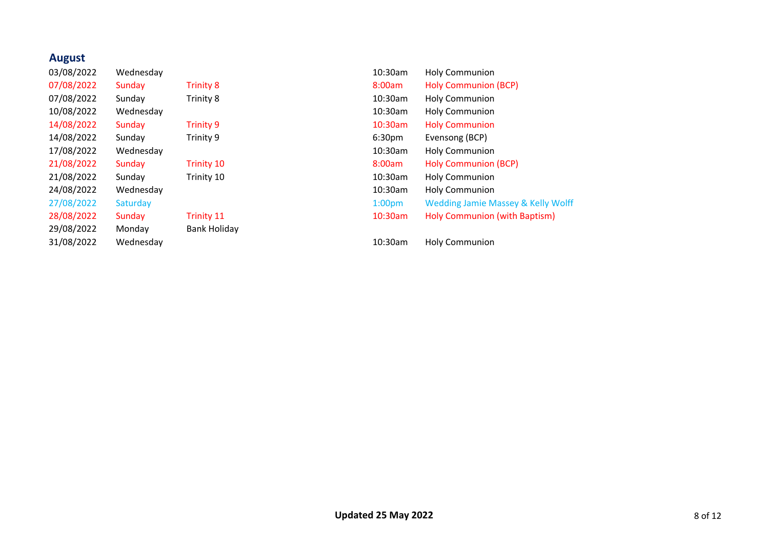## August

| | | | | |
|---|---|---|---|---|
| 03/08/2022 | Wednesday | | 10:30am | Holy Communion |
| 07/08/2022 | Sunday | Trinity 8 | 8:00am | Holy Communion (BCP) |
| 07/08/2022 | Sunday | Trinity 8 | 10:30am | Holy Communion |
| 10/08/2022 | Wednesday | | 10:30am | Holy Communion |
| 14/08/2022 | Sunday | Trinity 9 | 10:30am | Holy Communion |
| 14/08/2022 | Sunday | Trinity 9 | 6:30pm | Evensong (BCP) |
| 17/08/2022 | Wednesday | | 10:30am | Holy Communion |
| 21/08/2022 | Sunday | Trinity 10 | 8:00am | Holy Communion (BCP) |
| 21/08/2022 | Sunday | Trinity 10 | 10:30am | Holy Communion |
| 24/08/2022 | Wednesday | | 10:30am | Holy Communion |
| 27/08/2022 | Saturday | | 1:00pm | Wedding Jamie Massey & Kelly Wolff |
| 28/08/2022 | Sunday | Trinity 11 | 10:30am | Holy Communion (with Baptism) |
| 29/08/2022 | Monday | Bank Holiday | | |
| 31/08/2022 | Wednesday | | 10:30am | Holy Communion |

**Updated 25 May 2022**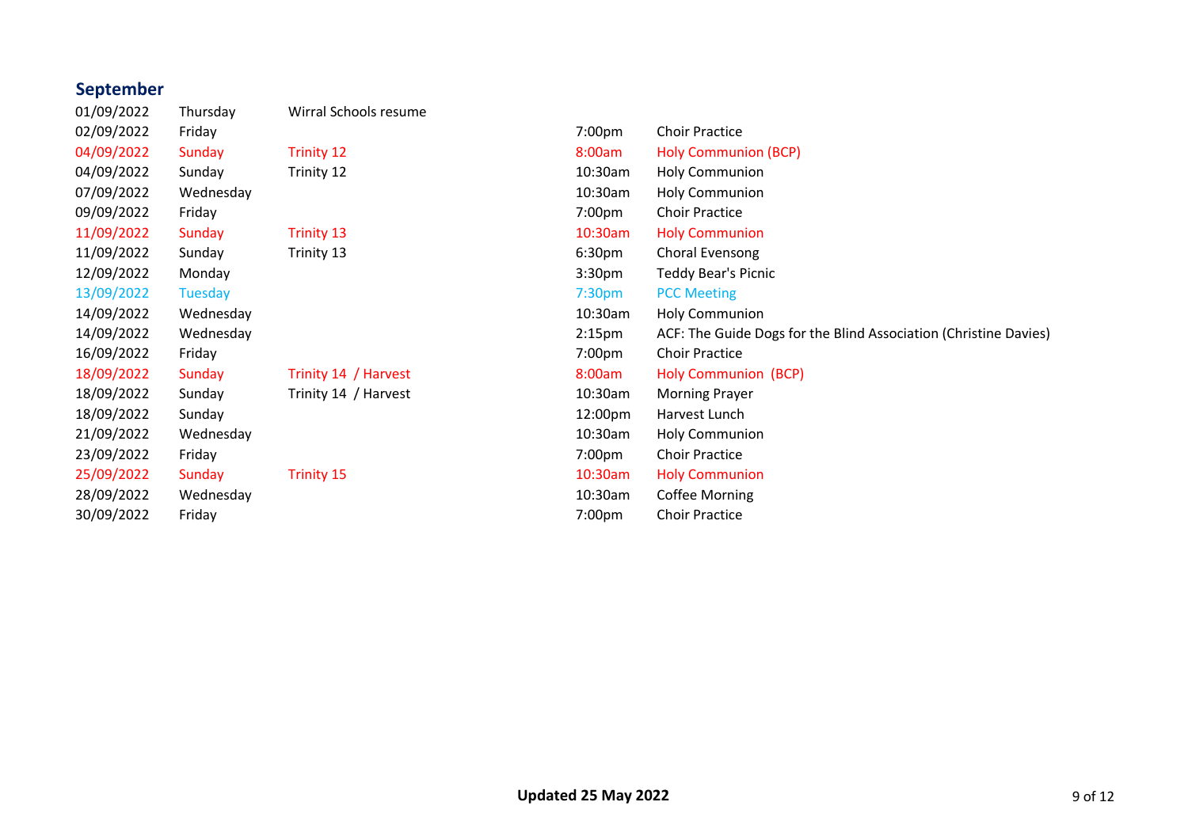## September

| Date | Day | Occasion | Time | Event |
|---|---|---|---|---|
| 01/09/2022 | Thursday | Wirral Schools resume | | |
| 02/09/2022 | Friday | | 7:00pm | Choir Practice |
| 04/09/2022 | Sunday | Trinity 12 | 8:00am | Holy Communion (BCP) |
| 04/09/2022 | Sunday | Trinity 12 | 10:30am | Holy Communion |
| 07/09/2022 | Wednesday | | 10:30am | Holy Communion |
| 09/09/2022 | Friday | | 7:00pm | Choir Practice |
| 11/09/2022 | Sunday | Trinity 13 | 10:30am | Holy Communion |
| 11/09/2022 | Sunday | Trinity 13 | 6:30pm | Choral Evensong |
| 12/09/2022 | Monday | | 3:30pm | Teddy Bear's Picnic |
| 13/09/2022 | Tuesday | | 7:30pm | PCC Meeting |
| 14/09/2022 | Wednesday | | 10:30am | Holy Communion |
| 14/09/2022 | Wednesday | | 2:15pm | ACF: The Guide Dogs for the Blind Association (Christine Davies) |
| 16/09/2022 | Friday | | 7:00pm | Choir Practice |
| 18/09/2022 | Sunday | Trinity 14 / Harvest | 8:00am | Holy Communion (BCP) |
| 18/09/2022 | Sunday | Trinity 14 / Harvest | 10:30am | Morning Prayer |
| 18/09/2022 | Sunday | | 12:00pm | Harvest Lunch |
| 21/09/2022 | Wednesday | | 10:30am | Holy Communion |
| 23/09/2022 | Friday | | 7:00pm | Choir Practice |
| 25/09/2022 | Sunday | Trinity 15 | 10:30am | Holy Communion |
| 28/09/2022 | Wednesday | | 10:30am | Coffee Morning |
| 30/09/2022 | Friday | | 7:00pm | Choir Practice |

**Updated 25 May 2022**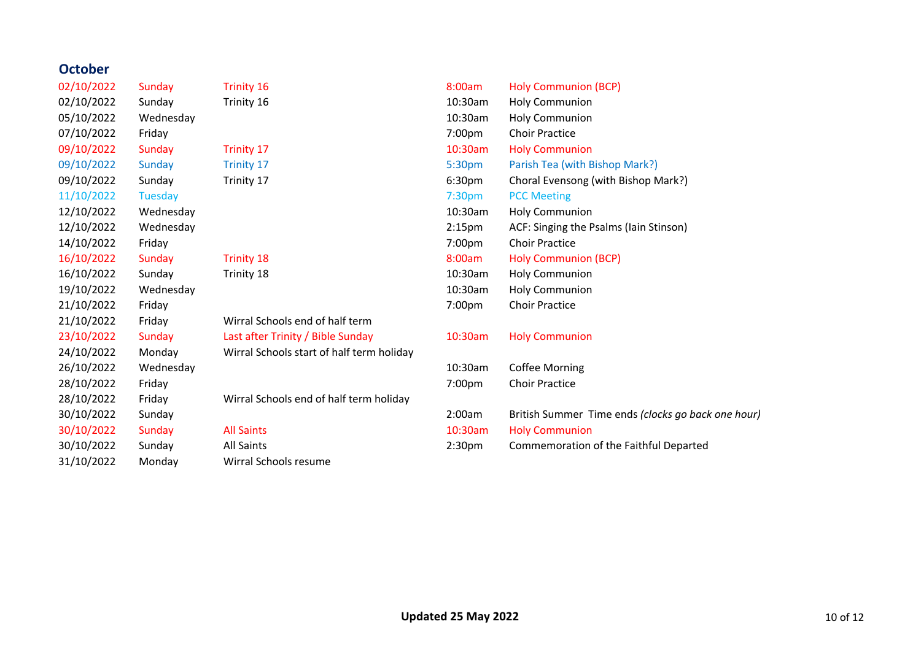## October

| Date | Day | Occasion | Time | Event |
|---|---|---|---|---|
| 02/10/2022 | Sunday | Trinity 16 | 8:00am | Holy Communion (BCP) |
| 02/10/2022 | Sunday | Trinity 16 | 10:30am | Holy Communion |
| 05/10/2022 | Wednesday | | 10:30am | Holy Communion |
| 07/10/2022 | Friday | | 7:00pm | Choir Practice |
| 09/10/2022 | Sunday | Trinity 17 | 10:30am | Holy Communion |
| 09/10/2022 | Sunday | Trinity 17 | 5:30pm | Parish Tea (with Bishop Mark?) |
| 09/10/2022 | Sunday | Trinity 17 | 6:30pm | Choral Evensong (with Bishop Mark?) |
| 11/10/2022 | Tuesday | | 7:30pm | PCC Meeting |
| 12/10/2022 | Wednesday | | 10:30am | Holy Communion |
| 12/10/2022 | Wednesday | | 2:15pm | ACF: Singing the Psalms (Iain Stinson) |
| 14/10/2022 | Friday | | 7:00pm | Choir Practice |
| 16/10/2022 | Sunday | Trinity 18 | 8:00am | Holy Communion (BCP) |
| 16/10/2022 | Sunday | Trinity 18 | 10:30am | Holy Communion |
| 19/10/2022 | Wednesday | | 10:30am | Holy Communion |
| 21/10/2022 | Friday | | 7:00pm | Choir Practice |
| 21/10/2022 | Friday | Wirral Schools end of half term | | |
| 23/10/2022 | Sunday | Last after Trinity / Bible Sunday | 10:30am | Holy Communion |
| 24/10/2022 | Monday | Wirral Schools start of half term holiday | | |
| 26/10/2022 | Wednesday | | 10:30am | Coffee Morning |
| 28/10/2022 | Friday | | 7:00pm | Choir Practice |
| 28/10/2022 | Friday | Wirral Schools end of half term holiday | | |
| 30/10/2022 | Sunday | | 2:00am | British Summer Time ends *(clocks go back one hour)* |
| 30/10/2022 | Sunday | All Saints | 10:30am | Holy Communion |
| 30/10/2022 | Sunday | All Saints | 2:30pm | Commemoration of the Faithful Departed |
| 31/10/2022 | Monday | Wirral Schools resume | | |

**Updated 25 May 2022**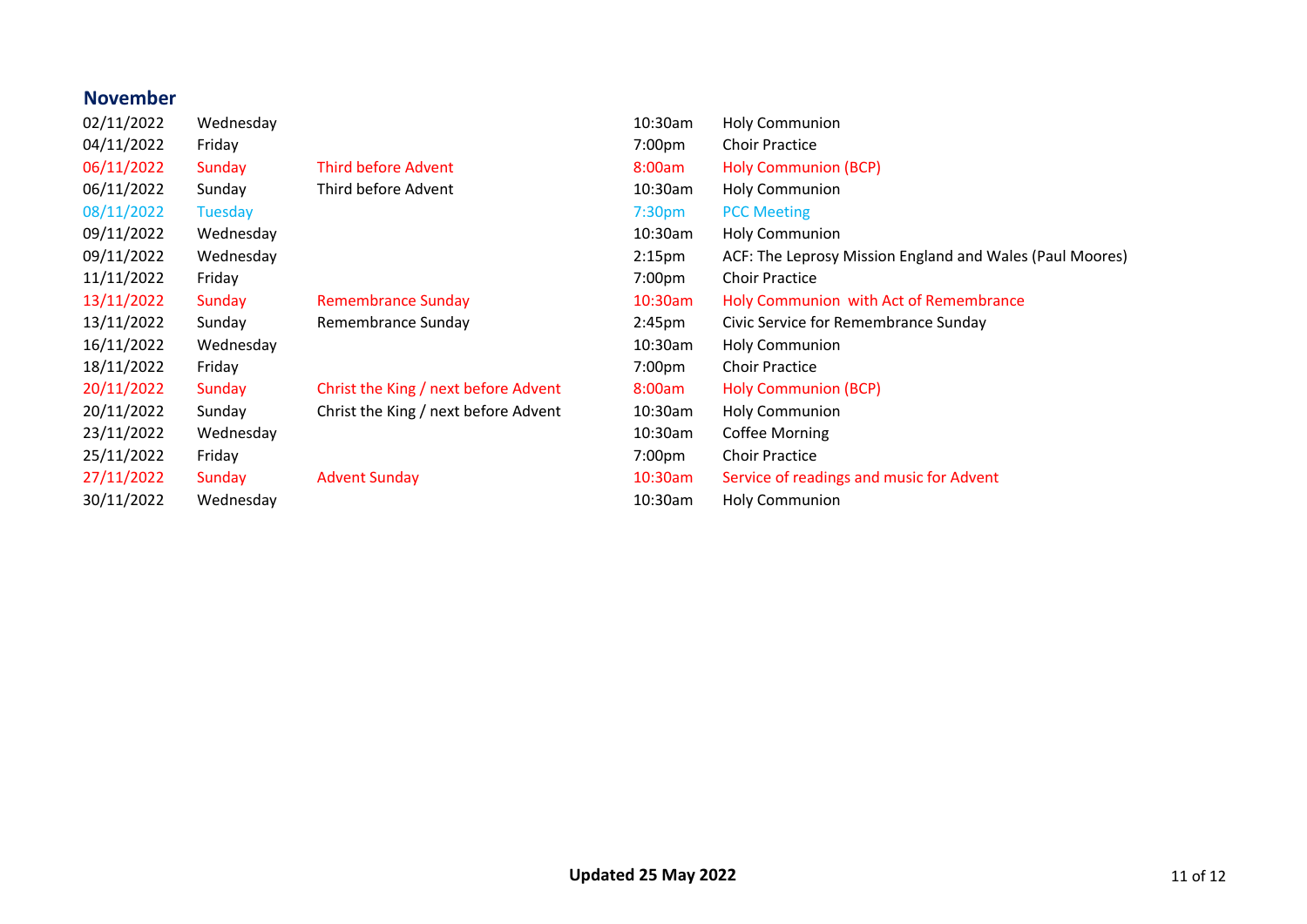## November

| Date | Day | Occasion | Time | Event |
|---|---|---|---|---|
| 02/11/2022 | Wednesday | | 10:30am | Holy Communion |
| 04/11/2022 | Friday | | 7:00pm | Choir Practice |
| 06/11/2022 | Sunday | Third before Advent | 8:00am | Holy Communion (BCP) |
| 06/11/2022 | Sunday | Third before Advent | 10:30am | Holy Communion |
| 08/11/2022 | Tuesday | | 7:30pm | PCC Meeting |
| 09/11/2022 | Wednesday | | 10:30am | Holy Communion |
| 09/11/2022 | Wednesday | | 2:15pm | ACF: The Leprosy Mission England and Wales (Paul Moores) |
| 11/11/2022 | Friday | | 7:00pm | Choir Practice |
| 13/11/2022 | Sunday | Remembrance Sunday | 10:30am | Holy Communion with Act of Remembrance |
| 13/11/2022 | Sunday | Remembrance Sunday | 2:45pm | Civic Service for Remembrance Sunday |
| 16/11/2022 | Wednesday | | 10:30am | Holy Communion |
| 18/11/2022 | Friday | | 7:00pm | Choir Practice |
| 20/11/2022 | Sunday | Christ the King / next before Advent | 8:00am | Holy Communion (BCP) |
| 20/11/2022 | Sunday | Christ the King / next before Advent | 10:30am | Holy Communion |
| 23/11/2022 | Wednesday | | 10:30am | Coffee Morning |
| 25/11/2022 | Friday | | 7:00pm | Choir Practice |
| 27/11/2022 | Sunday | Advent Sunday | 10:30am | Service of readings and music for Advent |
| 30/11/2022 | Wednesday | | 10:30am | Holy Communion |

**Updated 25 May 2022**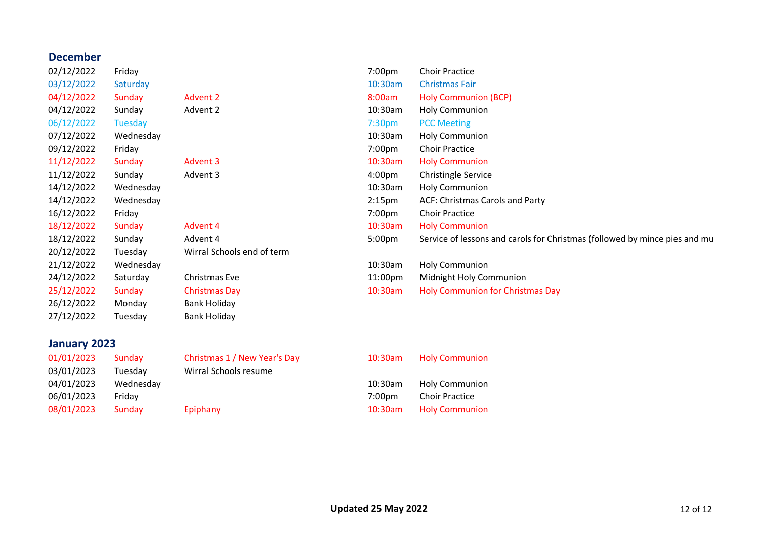## December

| | | | | |
|---|---|---|---|---|
| 02/12/2022 | Friday | | 7:00pm | Choir Practice |
| 03/12/2022 | Saturday | | 10:30am | Christmas Fair |
| 04/12/2022 | Sunday | Advent 2 | 8:00am | Holy Communion (BCP) |
| 04/12/2022 | Sunday | Advent 2 | 10:30am | Holy Communion |
| 06/12/2022 | Tuesday | | 7:30pm | PCC Meeting |
| 07/12/2022 | Wednesday | | 10:30am | Holy Communion |
| 09/12/2022 | Friday | | 7:00pm | Choir Practice |
| 11/12/2022 | Sunday | Advent 3 | 10:30am | Holy Communion |
| 11/12/2022 | Sunday | Advent 3 | 4:00pm | Christingle Service |
| 14/12/2022 | Wednesday | | 10:30am | Holy Communion |
| 14/12/2022 | Wednesday | | 2:15pm | ACF: Christmas Carols and Party |
| 16/12/2022 | Friday | | 7:00pm | Choir Practice |
| 18/12/2022 | Sunday | Advent 4 | 10:30am | Holy Communion |
| 18/12/2022 | Sunday | Advent 4 | 5:00pm | Service of lessons and carols for Christmas (followed by mince pies and mu |
| 20/12/2022 | Tuesday | Wirral Schools end of term | | |
| 21/12/2022 | Wednesday | | 10:30am | Holy Communion |
| 24/12/2022 | Saturday | Christmas Eve | 11:00pm | Midnight Holy Communion |
| 25/12/2022 | Sunday | Christmas Day | 10:30am | Holy Communion for Christmas Day |
| 26/12/2022 | Monday | Bank Holiday | | |
| 27/12/2022 | Tuesday | Bank Holiday | | |

## January 2023

| | | | | |
|---|---|---|---|---|
| 01/01/2023 | Sunday | Christmas 1 / New Year's Day | 10:30am | Holy Communion |
| 03/01/2023 | Tuesday | Wirral Schools resume | | |
| 04/01/2023 | Wednesday | | 10:30am | Holy Communion |
| 06/01/2023 | Friday | | 7:00pm | Choir Practice |
| 08/01/2023 | Sunday | Epiphany | 10:30am | Holy Communion |

**Updated 25 May 2022**